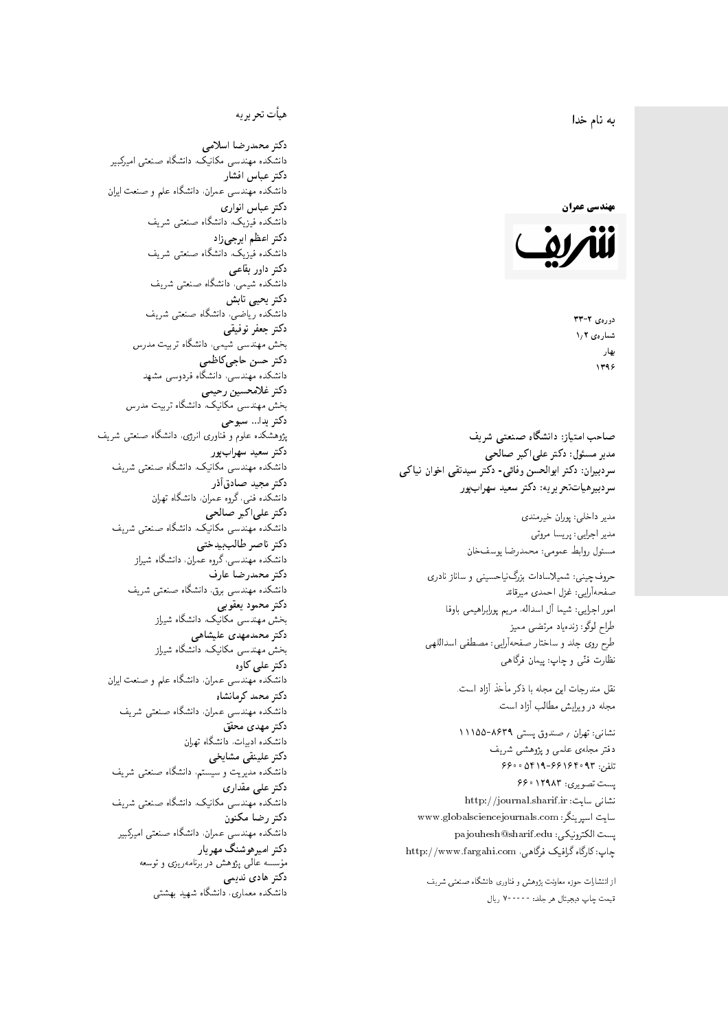به نام خدا

**مهندسی عمران**

**شریف**

دوره‌ی ۲-۳۳
شماره‌ی ۲/۱
بهار
۱۳۹۶

**صاحب امتیاز: دانشگاه صنعتی شریف**
**مدیر مسئول: دکتر علی‌اکبر صالحی**
**سردبیران: دکتر ابوالحسن وفائی- دکتر سیدتقی اخوان نیاکی**
**سردبیرهیات‌تحریریه: دکتر سعید سهراب‌پور**

مدیر داخلی: پوران خیرمندی
مدیر اجرایی: پریسا مروتی
مسئول روابط عمومی: محمدرضا یوسف‌خان

حروف‌چینی: شمیلاسادات بزرگ‌نیاحسینی و ساناز نادری
صفحه‌آرایی: غزل احمدی میرقائد
امور اجرایی: شیما آل اسداله، مریم پورابراهیمی باوفا
طراح لوگو: زنده‌یاد مرتضی ممیز
طرح روی جلد و ساختار صفحه‌آرایی: مصطفی اسداللهی
نظارت فنّی و چاپ: پیمان فرگاهی

نقل مندرجات این مجله با ذکر مأخذ آزاد است.
مجله در ویرایش مطالب آزاد است.

نشانی: تهران / صندوق پستی ۸۶۳۹-۱۱۱۵۵
دفتر مجله‌ی علمی و پژوهشی شریف
تلفن: ۶۶۱۶۴۰۹۳-۶۶۰۰۵۴۱۹
پست تصویری: ۶۶۰۱۲۹۸۳
نشانی سایت: http://journal.sharif.ir
سایت اسپرینگر: www.globalsciencejournals.com
پست الکترونیکی: pajouhesh@sharif.edu
چاپ: کارگاه گرافیک فرگاهی، http://www.fargahi.com

از انتشارات حوزه معاونت پژوهش و فناوری دانشگاه صنعتی شریف
قیمت چاپ دیجیتال هر جلد: ۷۰۰۰۰۰ ریال

## هیأت تحریریه

**دکتر محمدرضا اسلامی**
دانشکده مهندسی مکانیک، دانشگاه صنعتی امیرکبیر
**دکتر عباس افشار**
دانشکده مهندسی عمران، دانشگاه علم و صنعت ایران
**دکتر عباس انواری**
دانشکده فیزیک، دانشگاه صنعتی شریف
**دکتر اعظم ایرجی‌زاد**
دانشکده فیزیک، دانشگاه صنعتی شریف
**دکتر داور بقاعی**
دانشکده شیمی، دانشگاه صنعتی شریف
**دکتر یحیی تابش**
دانشکده ریاضی، دانشگاه صنعتی شریف
**دکتر جعفر توفیقی**
بخش مهندسی شیمی، دانشگاه تربیت مدرس
**دکتر حسن حاجی‌کاظمی**
دانشکده مهندسی، دانشگاه فردوسی مشهد
**دکتر غلامحسین رحیمی**
بخش مهندسی مکانیک، دانشگاه تربیت مدرس
**دکتر یدا... سبوحی**
پژوهشکده علوم و فناوری انرژی، دانشگاه صنعتی شریف
**دکتر سعید سهراب‌پور**
دانشکده مهندسی مکانیک، دانشگاه صنعتی شریف
**دکتر مجید صادق‌آذر**
دانشکده فنی، گروه عمران، دانشگاه تهران
**دکتر علی‌اکبر صالحی**
دانشکده مهندسی مکانیک، دانشگاه صنعتی شریف
**دکتر ناصر طالب‌بیدختی**
دانشکده مهندسی، گروه عمران، دانشگاه شیراز
**دکتر محمدرضا عارف**
دانشکده مهندسی برق، دانشگاه صنعتی شریف
**دکتر محمود یعقوبی**
بخش مهندسی مکانیک، دانشگاه شیراز
**دکتر محمدمهدی علیشاهی**
بخش مهندسی مکانیک، دانشگاه شیراز
**دکتر علی کاوه**
دانشکده مهندسی عمران، دانشگاه علم و صنعت ایران
**دکتر محمد کرمانشاه**
دانشکده مهندسی عمران، دانشگاه صنعتی شریف
**دکتر مهدی محقق**
دانشکده ادبیات، دانشگاه تهران
**دکتر علینقی مشایخی**
دانشکده مدیریت و سیستم، دانشگاه صنعتی شریف
**دکتر علی مقداری**
دانشکده مهندسی مکانیک، دانشگاه صنعتی شریف
**دکتر رضا مکنون**
دانشکده مهندسی عمران، دانشگاه صنعتی امیرکبیر
**دکتر امیرهوشنگ مهریار**
مؤسسه عالی پژوهش در برنامه‌ریزی و توسعه
**دکتر هادی ندیمی**
دانشکده معماری، دانشگاه شهید بهشتی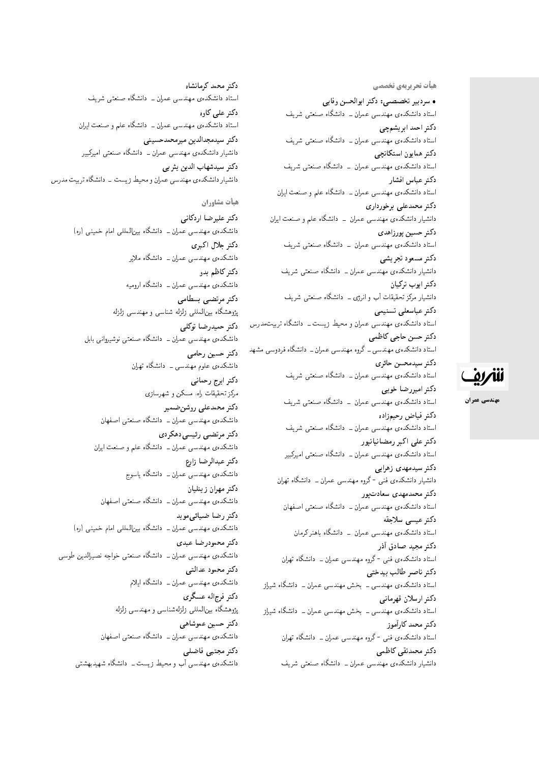## هیأت تحریریه‌ی تخصصی

• **سردبیر تخصصی: دکتر ابوالحسن وفایی**
استاد دانشکده‌ی مهندسی عمران ــ دانشگاه صنعتی شریف

**دکتر احمد ابریشمچی**
استاد دانشکده‌ی مهندسی عمران ــ دانشگاه صنعتی شریف

**دکتر همایون استکانچی**
استاد دانشکده‌ی مهندسی عمران ــ دانشگاه صنعتی شریف

**دکتر عباس افشار**
استاد دانشکده‌ی مهندسی عمران ــ دانشگاه علم و صنعت ایران

**دکتر محمدعلی برخورداری**
دانشیار دانشکده‌ی مهندسی عمران ــ دانشگاه علم و صنعت ایران

**دکتر حسین پورزاهدی**
استاد دانشکده‌ی مهندسی عمران ــ دانشگاه صنعتی شریف

**دکتر مسعود تجریشی**
دانشیار دانشکده‌ی مهندسی عمران ــ دانشگاه صنعتی شریف

**دکتر ایوب ترکیان**
دانشیار مرکز تحقیقات آب و انرژی ــ دانشگاه صنعتی شریف

**دکتر عباسعلی تسنیمی**
استاد دانشکده‌ی مهندسی عمران و محیط زیست ــ دانشگاه تربیت‌مدرس

**دکتر حسن حاجی کاظمی**
استاد دانشکده‌ی مهندسی ــ گروه مهندسی عمران ــ دانشگاه فردوسی مشهد

**دکتر سیدمحسن حائری**
استاد دانشکده‌ی مهندسی عمران ــ دانشگاه صنعتی شریف

**دکتر امیررضا خویی**
استاد دانشکده‌ی مهندسی عمران ــ دانشگاه صنعتی شریف

**دکتر فیاض رحیم‌زاده**
استاد دانشکده‌ی مهندسی عمران ــ دانشگاه صنعتی شریف

**دکتر علی اکبر رمضانیانپور**
استاد دانشکده‌ی مهندسی عمران ــ دانشگاه صنعتی امیرکبیر

**دکتر سیدمهدی زهرایی**
دانشیار دانشکده‌ی فنی - گروه مهندسی عمران ــ دانشگاه تهران

**دکتر محمدمهدی سعادت‌پور**
استاد دانشکده‌ی مهندسی عمران ــ دانشگاه صنعتی اصفهان

**دکتر عیسی سلاجقه**
استاد دانشکده‌ی مهندسی عمران ــ دانشگاه باهنر کرمان

**دکتر مجید صادق آذر**
استاد دانشکده‌ی فنی - گروه مهندسی عمران ــ دانشگاه تهران

**دکتر ناصر طالب بیدختی**
استاد دانشکده‌ی مهندسی ــ بخش مهندسی عمران ــ دانشگاه شیراز

**دکتر ارسلان قهرمانی**
استاد دانشکده‌ی مهندسی ــ بخش مهندسی عمران ــ دانشگاه شیراز

**دکتر محمد کارآموز**
استاد دانشکده‌ی فنی - گروه مهندسی عمران ــ دانشگاه تهران

**دکتر محمدتقی کاظمی**
دانشیار دانشکده‌ی مهندسی عمران ــ دانشگاه صنعتی شریف

**دکتر محمد کرمانشاه**
استاد دانشکده‌ی مهندسی عمران ــ دانشگاه صنعتی شریف

**دکتر علی کاوه**
استاد دانشکده‌ی مهندسی عمران ــ دانشگاه علم و صنعت ایران

**دکتر سیدمجدالدین میرمحمدحسینی**
دانشیار دانشکده‌ی مهندسی عمران ــ دانشگاه صنعتی امیرکبیر

**دکتر سیدشهاب الدین یثربی**
دانشیار دانشکده‌ی مهندسی عمران و محیط زیست ــ دانشگاه تربیت مدرس

## هیأت مشاوران

**دکتر علیرضا اردکانی**
دانشکده‌ی مهندسی عمران ــ دانشگاه بین‌المللی امام خمینی (ره)

**دکتر جلال اکبری**
دانشکده‌ی مهندسی عمران ــ دانشگاه ملایر

**دکتر کاظم بدو**
دانشکده‌ی مهندسی عمران ــ دانشگاه ارومیه

**دکتر مرتضی بسطامی**
پژوهشگاه بین‌المللی زلزله شناسی و مهندسی زلزله

**دکتر حمیدرضا توکلی**
دانشکده‌ی مهندسی عمران ــ دانشگاه صنعتی نوشیروانی بابل

**دکتر حسین رحامی**
دانشکده‌ی علوم مهندسی ــ دانشگاه تهران

**دکتر ایرج رحمانی**
مرکز تحقیقات راه، مسکن و شهرسازی

**دکتر محمدعلی روشن‌ضمیر**
دانشکده‌ی مهندسی عمران ــ دانشگاه صنعتی اصفهان

**دکتر مرتضی رئیسی دهکردی**
دانشکده‌ی مهندسی عمران ــ دانشگاه علم و صنعت ایران

**دکتر عبدالرضا زارع**
دانشکده‌ی مهندسی عمران ــ دانشگاه یاسوج

**دکتر مهران زینلیان**
دانشکده‌ی مهندسی عمران ــ دانشگاه صنعتی اصفهان

**دکتر رضا ضیائی‌موید**
دانشکده‌ی مهندسی عمران ــ دانشگاه بین‌المللی امام خمینی (ره)

**دکتر محمودرضا عبدی**
دانشکده‌ی مهندسی عمران ــ دانشگاه صنعتی خواجه نصیرالدین طوسی

**دکتر محمود عدالتی**
دانشکده‌ی مهندسی عمران ــ دانشگاه ایلام

**دکتر فرج‌اله عسگری**
پژوهشگاه بین‌المللی زلزله‌شناسی و مهندسی زلزله

**دکتر حسین عموشاهی**
دانشکده‌ی مهندسی عمران ــ دانشگاه صنعتی اصفهان

**دکتر مجتبی فاضلی**
دانشکده‌ی مهندسی آب و محیط زیست ــ دانشگاه شهیدبهشتی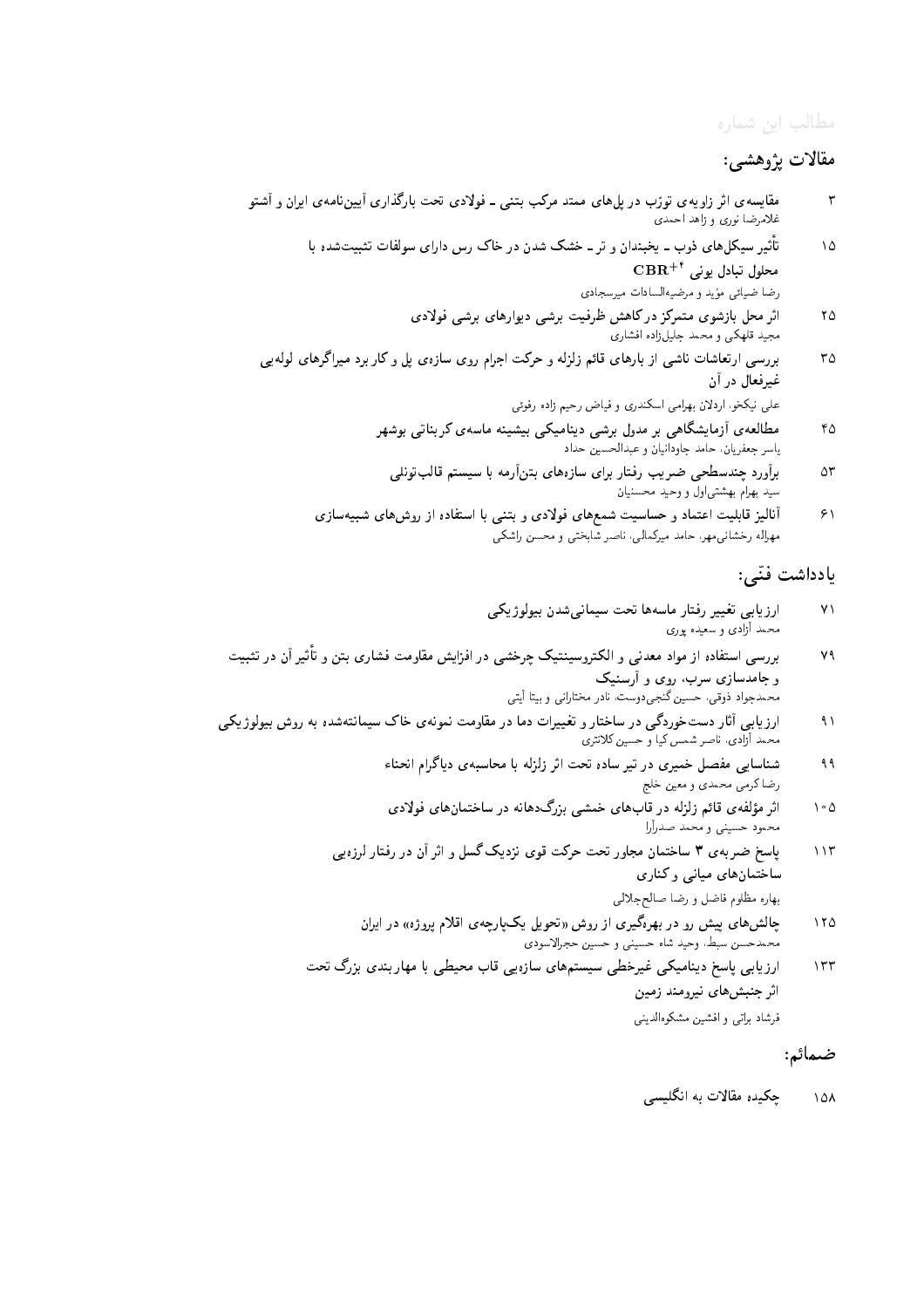مطالب این شماره

## مقالات پژوهشی:

۳ **مقایسه‌ی اثر زاویه‌ی تورّب در پل‌های ممتد مرکب بتنی ـ فولادی تحت بارگذاری آیین‌نامه‌ی ایران و آشتو**
غلامرضا نوری و زاهد احمدی

۱۵ **تأثیر سیکل‌های ذوب ـ یخبندان و تر ـ خشک شدن در خاک رس دارای سولفات تثبیت‌شده با محلول تبادل یونی $CBR^{+4}$**
رضا ضیائی مؤید و مرضیه‌السادات میرسجادی

۲۵ **اثر محل بازشوی متمرکز در کاهش ظرفیت برشی دیوارهای برشی فولادی**
مجید قلهکی و محمد جلیل‌زاده افشاری

۳۵ **بررسی ارتعاشات ناشی از بارهای قائم زلزله و حرکت اجرام روی سازه‌ی پل و کاربرد میراگرهای لوله‌یی غیرفعال در آن**
علی نیکخو، اردلان بهرامی اسکندری و فیاض رحیم زاده رفوئی

۴۵ **مطالعه‌ی آزمایشگاهی بر مدول برشی دینامیکی بیشینه ماسه‌ی کربناتی بوشهر**
یاسر جعفریان، حامد جاودانیان و عبدالحسین حداد

۵۳ **برآورد چندسطحی ضریب رفتار برای سازه‌های بتن‌آرمه با سیستم قالب‌تونلی**
سید بهرام بهشتی‌اول و وحید محسنیان

۶۱ **آنالیز قابلیت اعتماد و حساسیت شمع‌های فولادی و بتنی با استفاده از روش‌های شبیه‌سازی**
مهراله رخشانی‌مهر، حامد میرکمالی، ناصر شابختی و محسن راشکی

## یادداشت فنّی:

۷۱ **ارزیابی تغییر رفتار ماسه‌ها تحت سیمانی‌شدن بیولوژیکی**
محمد آزادی و سعیده پوری

۷۹ **بررسی استفاده از مواد معدنی و الکتروسینتیک چرخشی در افزایش مقاومت فشاری بتن و تأثیر آن در تثبیت و جامدسازی سرب، روی و آرسنیک**
محمدجواد ذوقی، حسین گنجی‌دوست، نادر مختارانی و بیتا آیتی

۹۱ **ارزیابی آثار دست‌خوردگی در ساختار و تغییرات دما در مقاومت نمونه‌ی خاک سیمانته‌شده به روش بیولوژیکی**
محمد آزادی، ناصر شمس کیا و حسین کلانتری

۹۹ **شناسایی مفصل خمیری در تیر ساده تحت اثر زلزله با محاسبه‌ی دیاگرام انحناء**
رضا کرمی محمدی و معین خلج

۱۰۵ **اثر مؤلفه‌ی قائم زلزله در قاب‌های خمشی بزرگ‌دهانه در ساختمان‌های فولادی**
محمود حسینی و محمد صدرآرا

۱۱۳ **پاسخ ضربه‌ی ۳ ساختمان مجاور تحت حرکت قوی نزدیک گسل و اثر آن در رفتار لرزه‌یی ساختمان‌های میانی و کناری**
بهاره مظلوم فاضل و رضا صالح‌جلالی

۱۲۵ **چالش‌های پیش رو در بهره‌گیری از روش «تحویل یک‌پارچه‌ی اقلام پروژه» در ایران**
محمدحسن سبط، وحید شاه حسینی و حسین حجرالاسودی

۱۳۳ **ارزیابی پاسخ دینامیکی غیرخطی سیستم‌های سازه‌یی قاب محیطی با مهاربندی بزرگ تحت اثر جنبش‌های نیرومند زمین**
فرشاد براتی و افشین مشکوه‌الدینی

## ضمائم:

۱۵۸ **چکیده مقالات به انگلیسی**